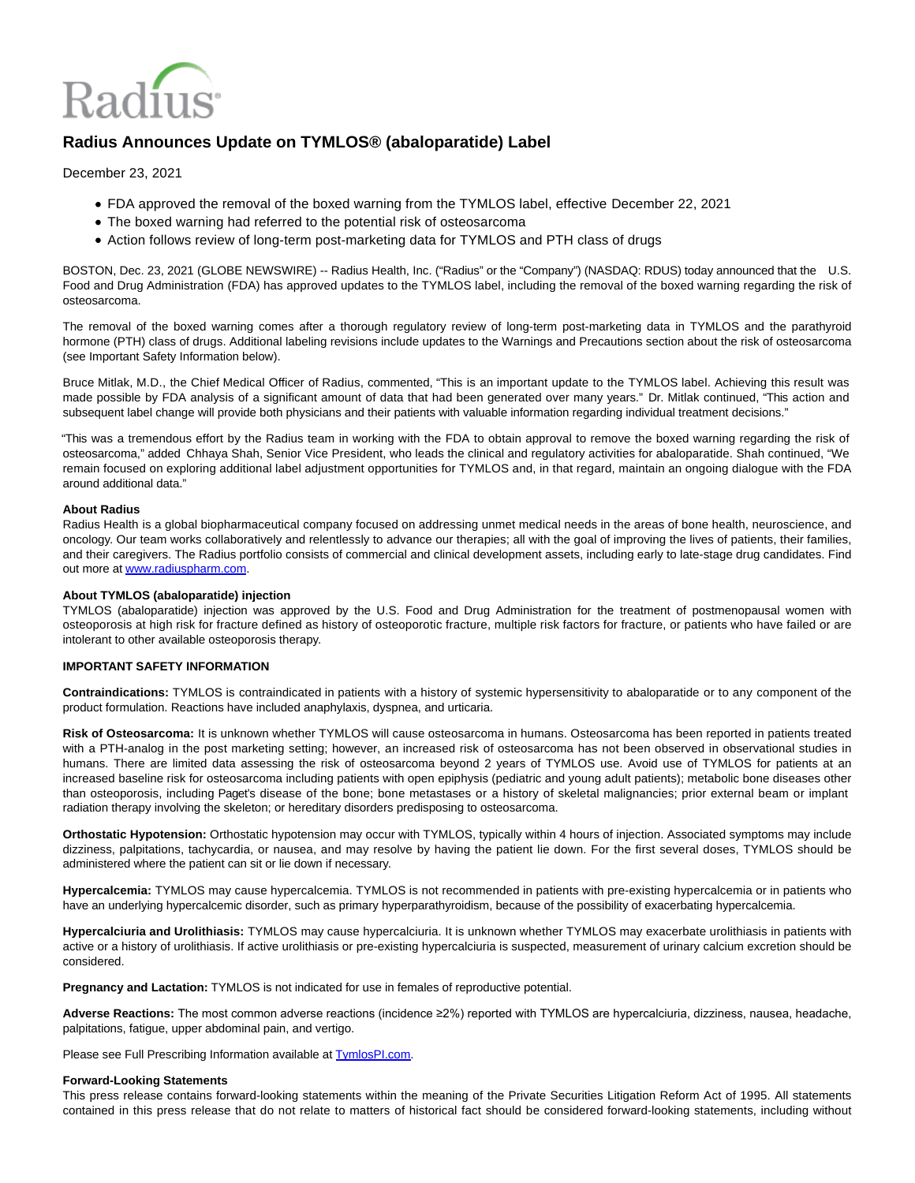# Radius Announces Update on TYMLOS® (abaloparatide) Label

December 23, 2021

- FDA approved the removal of the boxed warning from the TYMLOS label, effective December 22, 2021
- The boxed warning had referred to the potential risk of osteosarcoma
- Action follows review of long-term post-marketing data for TYMLOS and PTH class of drugs

BOSTON, Dec. 23, 2021 (GLOBE NEWSWIRE) -- Radius Health, Inc. ("Radius" or the "Company") (NASDAQ: RDUS) today announced that the U.S. Food and Drug Administration (FDA) has approved updates to the TYMLOS label, including the removal of the boxed warning regarding the risk of osteosarcoma.

The removal of the boxed warning comes after a thorough regulatory review of long-term post-marketing data in TYMLOS and the parathyroid hormone (PTH) class of drugs. Additional labeling revisions include updates to the Warnings and Precautions section about the risk of osteosarcoma (see Important Safety Information below).

Bruce Mitlak, M.D., the Chief Medical Officer of Radius, commented, "This is an important update to the TYMLOS label. Achieving this result was made possible by FDA analysis of a significant amount of data that had been generated over many years." Dr. Mitlak continued, "This action and subsequent label change will provide both physicians and their patients with valuable information regarding individual treatment decisions."

"This was a tremendous effort by the Radius team in working with the FDA to obtain approval to remove the boxed warning regarding the risk of osteosarcoma," added Chhaya Shah, Senior Vice President, who leads the clinical and regulatory activities for abaloparatide. Shah continued, "We remain focused on exploring additional label adjustment opportunities for TYMLOS and, in that regard, maintain an ongoing dialogue with the FDA around additional data."

**About Radius**
Radius Health is a global biopharmaceutical company focused on addressing unmet medical needs in the areas of bone health, neuroscience, and oncology. Our team works collaboratively and relentlessly to advance our therapies; all with the goal of improving the lives of patients, their families, and their caregivers. The Radius portfolio consists of commercial and clinical development assets, including early to late-stage drug candidates. Find out more at www.radiuspharm.com.

**About TYMLOS (abaloparatide) injection**
TYMLOS (abaloparatide) injection was approved by the U.S. Food and Drug Administration for the treatment of postmenopausal women with osteoporosis at high risk for fracture defined as history of osteoporotic fracture, multiple risk factors for fracture, or patients who have failed or are intolerant to other available osteoporosis therapy.

**IMPORTANT SAFETY INFORMATION**

**Contraindications:** TYMLOS is contraindicated in patients with a history of systemic hypersensitivity to abaloparatide or to any component of the product formulation. Reactions have included anaphylaxis, dyspnea, and urticaria.

**Risk of Osteosarcoma:** It is unknown whether TYMLOS will cause osteosarcoma in humans. Osteosarcoma has been reported in patients treated with a PTH-analog in the post marketing setting; however, an increased risk of osteosarcoma has not been observed in observational studies in humans. There are limited data assessing the risk of osteosarcoma beyond 2 years of TYMLOS use. Avoid use of TYMLOS for patients at an increased baseline risk for osteosarcoma including patients with open epiphysis (pediatric and young adult patients); metabolic bone diseases other than osteoporosis, including Paget's disease of the bone; bone metastases or a history of skeletal malignancies; prior external beam or implant radiation therapy involving the skeleton; or hereditary disorders predisposing to osteosarcoma.

**Orthostatic Hypotension:** Orthostatic hypotension may occur with TYMLOS, typically within 4 hours of injection. Associated symptoms may include dizziness, palpitations, tachycardia, or nausea, and may resolve by having the patient lie down. For the first several doses, TYMLOS should be administered where the patient can sit or lie down if necessary.

**Hypercalcemia:** TYMLOS may cause hypercalcemia. TYMLOS is not recommended in patients with pre-existing hypercalcemia or in patients who have an underlying hypercalcemic disorder, such as primary hyperparathyroidism, because of the possibility of exacerbating hypercalcemia.

**Hypercalciuria and Urolithiasis:** TYMLOS may cause hypercalciuria. It is unknown whether TYMLOS may exacerbate urolithiasis in patients with active or a history of urolithiasis. If active urolithiasis or pre-existing hypercalciuria is suspected, measurement of urinary calcium excretion should be considered.

**Pregnancy and Lactation:** TYMLOS is not indicated for use in females of reproductive potential.

**Adverse Reactions:** The most common adverse reactions (incidence ≥2%) reported with TYMLOS are hypercalciuria, dizziness, nausea, headache, palpitations, fatigue, upper abdominal pain, and vertigo.

Please see Full Prescribing Information available at TymlosPI.com.

**Forward-Looking Statements**
This press release contains forward-looking statements within the meaning of the Private Securities Litigation Reform Act of 1995. All statements contained in this press release that do not relate to matters of historical fact should be considered forward-looking statements, including without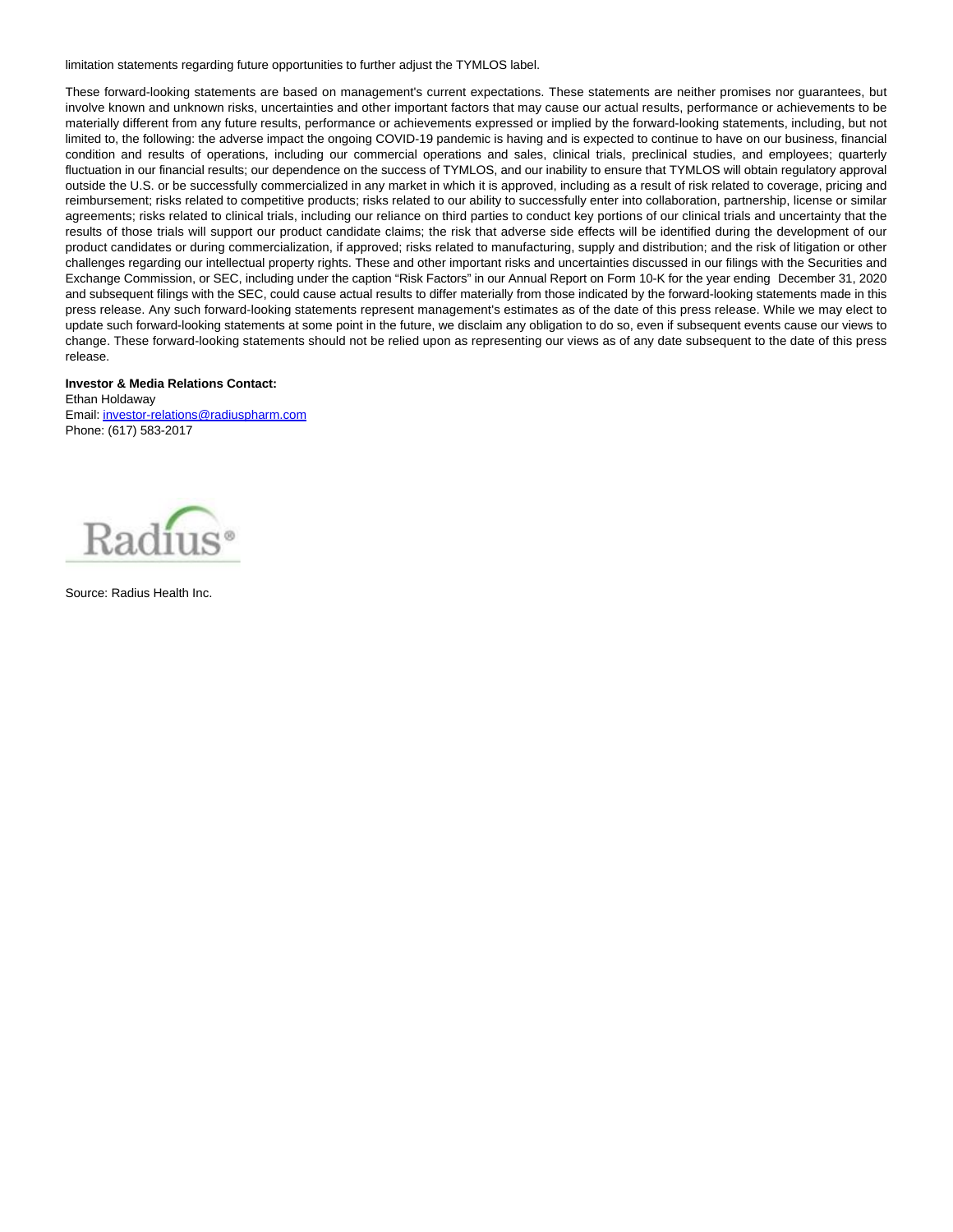limitation statements regarding future opportunities to further adjust the TYMLOS label.

These forward-looking statements are based on management's current expectations. These statements are neither promises nor guarantees, but involve known and unknown risks, uncertainties and other important factors that may cause our actual results, performance or achievements to be materially different from any future results, performance or achievements expressed or implied by the forward-looking statements, including, but not limited to, the following: the adverse impact the ongoing COVID-19 pandemic is having and is expected to continue to have on our business, financial condition and results of operations, including our commercial operations and sales, clinical trials, preclinical studies, and employees; quarterly fluctuation in our financial results; our dependence on the success of TYMLOS, and our inability to ensure that TYMLOS will obtain regulatory approval outside the U.S. or be successfully commercialized in any market in which it is approved, including as a result of risk related to coverage, pricing and reimbursement; risks related to competitive products; risks related to our ability to successfully enter into collaboration, partnership, license or similar agreements; risks related to clinical trials, including our reliance on third parties to conduct key portions of our clinical trials and uncertainty that the results of those trials will support our product candidate claims; the risk that adverse side effects will be identified during the development of our product candidates or during commercialization, if approved; risks related to manufacturing, supply and distribution; and the risk of litigation or other challenges regarding our intellectual property rights. These and other important risks and uncertainties discussed in our filings with the Securities and Exchange Commission, or SEC, including under the caption "Risk Factors" in our Annual Report on Form 10-K for the year ending December 31, 2020 and subsequent filings with the SEC, could cause actual results to differ materially from those indicated by the forward-looking statements made in this press release. Any such forward-looking statements represent management's estimates as of the date of this press release. While we may elect to update such forward-looking statements at some point in the future, we disclaim any obligation to do so, even if subsequent events cause our views to change. These forward-looking statements should not be relied upon as representing our views as of any date subsequent to the date of this press release.

**Investor & Media Relations Contact:**
Ethan Holdaway
Email: investor-relations@radiuspharm.com
Phone: (617) 583-2017

Radius®

Source: Radius Health Inc.